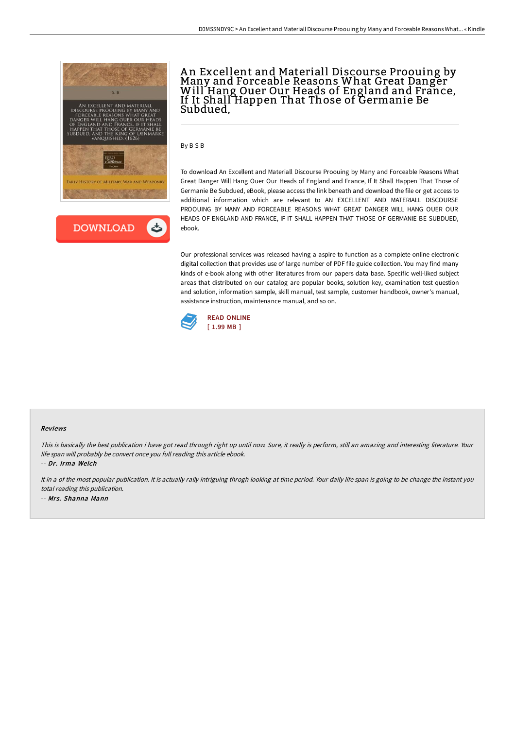# An Excellent and Materiall Discourse Proouing by Many and Forceable Reasons What Great Danger Will Hang Ouer Our Heads of England and France, If It Shall Happen That Those of Germanie Be Subdued,

By B S B

To download An Excellent and Materiall Discourse Proouing by Many and Forceable Reasons What Great Danger Will Hang Ouer Our Heads of England and France, If It Shall Happen That Those of Germanie Be Subdued, eBook, please access the link beneath and download the file or get access to additional information which are relevant to AN EXCELLENT AND MATERIALL DISCOURSE PROOUING BY MANY AND FORCEABLE REASONS WHAT GREAT DANGER WILL HANG OUER OUR HEADS OF ENGLAND AND FRANCE, IF IT SHALL HAPPEN THAT THOSE OF GERMANIE BE SUBDUED, ebook.

Our professional services was released having a aspire to function as a complete online electronic digital collection that provides use of large number of PDF file guide collection. You may find many kinds of e-book along with other literatures from our papers data base. Specific well-liked subject areas that distributed on our catalog are popular books, solution key, examination test question and solution, information sample, skill manual, test sample, customer handbook, owner's manual, assistance instruction, maintenance manual, and so on.

READ ONLINE
[ 1.99 MB ]

### Reviews

*This is basically the best publication i have got read through right up until now. Sure, it really is perform, still an amazing and interesting literature. Your life span will probably be convert once you full reading this article ebook.*

-- *Dr. Irma Welch*

*It in a of the most popular publication. It is actually rally intriguing throgh looking at time period. Your daily life span is going to be change the instant you total reading this publication.*

-- *Mrs. Shanna Mann*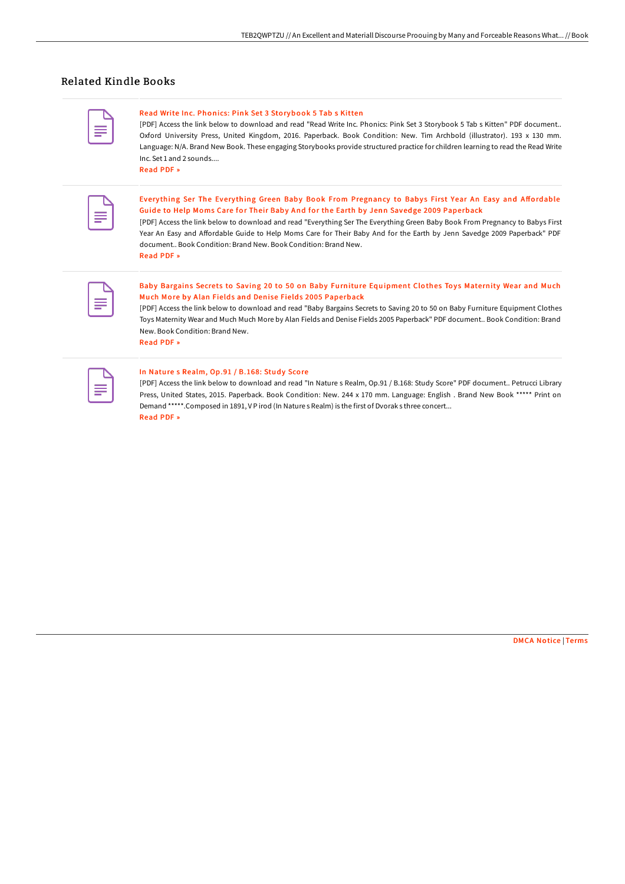## Related Kindle Books

### Read Write Inc. Phonics: Pink Set 3 Storybook 5 Tab s Kitten

[PDF] Access the link below to download and read "Read Write Inc. Phonics: Pink Set 3 Storybook 5 Tab s Kitten" PDF document.. Oxford University Press, United Kingdom, 2016. Paperback. Book Condition: New. Tim Archbold (illustrator). 193 x 130 mm. Language: N/A. Brand New Book. These engaging Storybooks provide structured practice for children learning to read the Read Write Inc. Set 1 and 2 sounds....

Read PDF »

### Everything Ser The Everything Green Baby Book From Pregnancy to Babys First Year An Easy and Affordable Guide to Help Moms Care for Their Baby And for the Earth by Jenn Savedge 2009 Paperback

[PDF] Access the link below to download and read "Everything Ser The Everything Green Baby Book From Pregnancy to Babys First Year An Easy and Affordable Guide to Help Moms Care for Their Baby And for the Earth by Jenn Savedge 2009 Paperback" PDF document.. Book Condition: Brand New. Book Condition: Brand New.

Read PDF »

### Baby Bargains Secrets to Saving 20 to 50 on Baby Furniture Equipment Clothes Toys Maternity Wear and Much Much More by Alan Fields and Denise Fields 2005 Paperback

[PDF] Access the link below to download and read "Baby Bargains Secrets to Saving 20 to 50 on Baby Furniture Equipment Clothes Toys Maternity Wear and Much Much More by Alan Fields and Denise Fields 2005 Paperback" PDF document.. Book Condition: Brand New. Book Condition: Brand New.

Read PDF »

### In Nature s Realm, Op.91 / B.168: Study Score

[PDF] Access the link below to download and read "In Nature s Realm, Op.91 / B.168: Study Score" PDF document.. Petrucci Library Press, United States, 2015. Paperback. Book Condition: New. 244 x 170 mm. Language: English . Brand New Book ***** Print on Demand *****.Composed in 1891, V P irod (In Nature s Realm) is the first of Dvorak s three concert...

Read PDF »

DMCA Notice | Terms